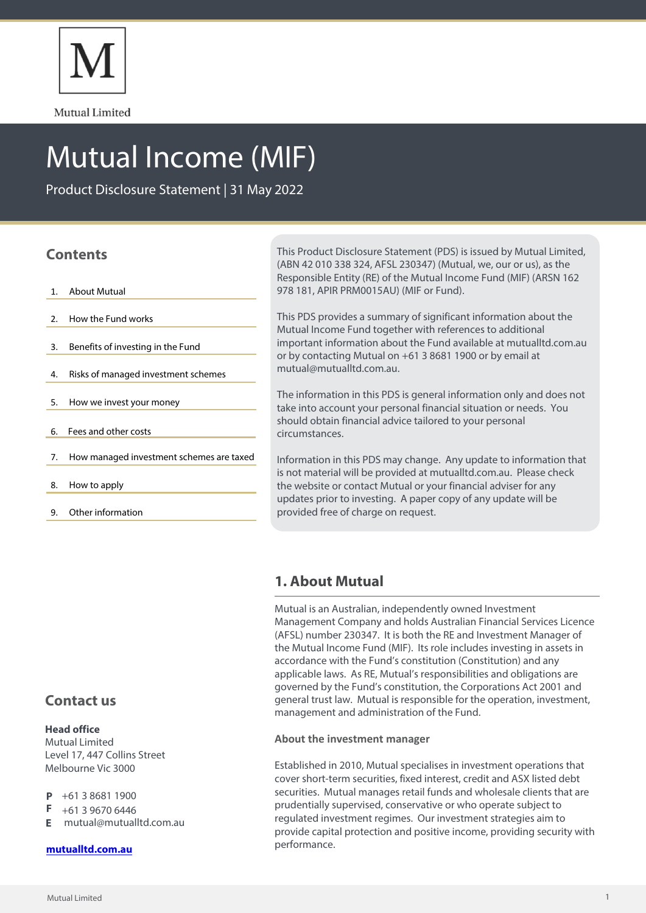Mutual Limited

# Mutual Income (MIF)

Product Disclosure Statement | 31 May 2022

## Contents

1. About Mutual
2. How the Fund works
3. Benefits of investing in the Fund
4. Risks of managed investment schemes
5. How we invest your money
6. Fees and other costs
7. How managed investment schemes are taxed
8. How to apply
9. Other information

This Product Disclosure Statement (PDS) is issued by Mutual Limited, (ABN 42 010 338 324, AFSL 230347) (Mutual, we, our or us), as the Responsible Entity (RE) of the Mutual Income Fund (MIF) (ARSN 162 978 181, APIR PRM0015AU) (MIF or Fund).

This PDS provides a summary of significant information about the Mutual Income Fund together with references to additional important information about the Fund available at mutualltd.com.au or by contacting Mutual on +61 3 8681 1900 or by email at mutual@mutualltd.com.au.

The information in this PDS is general information only and does not take into account your personal financial situation or needs. You should obtain financial advice tailored to your personal circumstances.

Information in this PDS may change. Any update to information that is not material will be provided at mutualltd.com.au. Please check the website or contact Mutual or your financial adviser for any updates prior to investing. A paper copy of any update will be provided free of charge on request.

## 1. About Mutual

Mutual is an Australian, independently owned Investment Management Company and holds Australian Financial Services Licence (AFSL) number 230347. It is both the RE and Investment Manager of the Mutual Income Fund (MIF). Its role includes investing in assets in accordance with the Fund's constitution (Constitution) and any applicable laws. As RE, Mutual's responsibilities and obligations are governed by the Fund's constitution, the Corporations Act 2001 and general trust law. Mutual is responsible for the operation, investment, management and administration of the Fund.

### About the investment manager

Established in 2010, Mutual specialises in investment operations that cover short-term securities, fixed interest, credit and ASX listed debt securities. Mutual manages retail funds and wholesale clients that are prudentially supervised, conservative or who operate subject to regulated investment regimes. Our investment strategies aim to provide capital protection and positive income, providing security with performance.

## Contact us

**Head office**
Mutual Limited
Level 17, 447 Collins Street
Melbourne Vic 3000

**P** +61 3 8681 1900
**F** +61 3 9670 6446
**E** mutual@mutualltd.com.au

**mutualltd.com.au**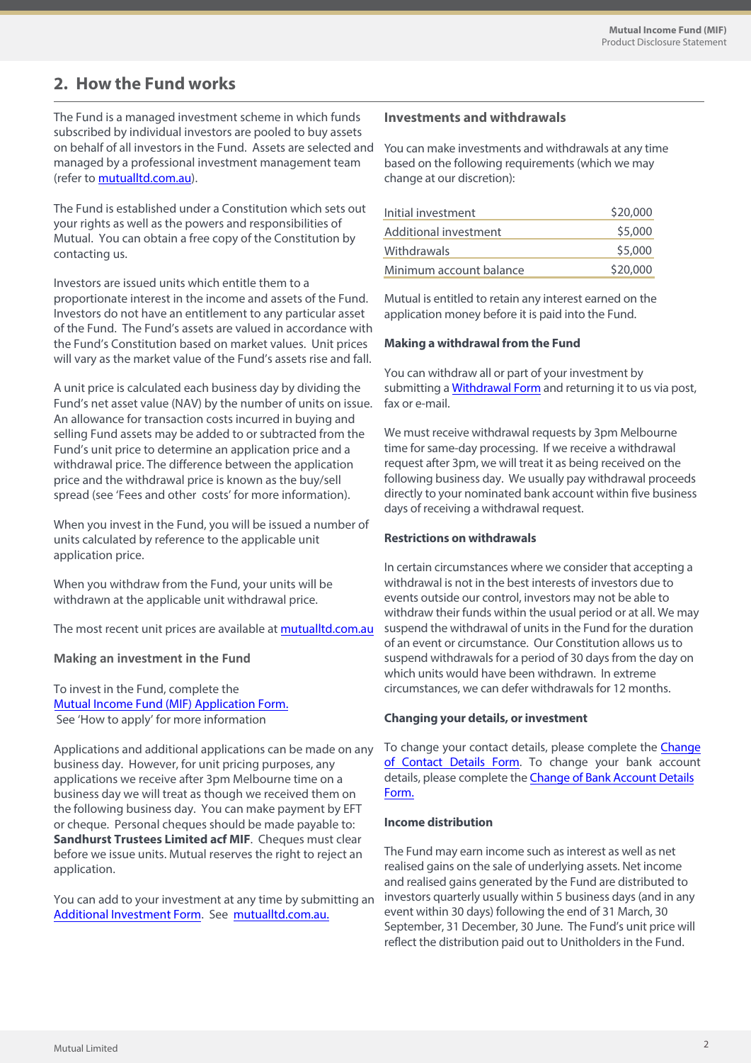## 2. How the Fund works

The Fund is a managed investment scheme in which funds subscribed by individual investors are pooled to buy assets on behalf of all investors in the Fund. Assets are selected and managed by a professional investment management team (refer to mutualltd.com.au).

The Fund is established under a Constitution which sets out your rights as well as the powers and responsibilities of Mutual. You can obtain a free copy of the Constitution by contacting us.

Investors are issued units which entitle them to a proportionate interest in the income and assets of the Fund. Investors do not have an entitlement to any particular asset of the Fund. The Fund's assets are valued in accordance with the Fund's Constitution based on market values. Unit prices will vary as the market value of the Fund's assets rise and fall.

A unit price is calculated each business day by dividing the Fund's net asset value (NAV) by the number of units on issue. An allowance for transaction costs incurred in buying and selling Fund assets may be added to or subtracted from the Fund's unit price to determine an application price and a withdrawal price. The difference between the application price and the withdrawal price is known as the buy/sell spread (see 'Fees and other costs' for more information).

When you invest in the Fund, you will be issued a number of units calculated by reference to the applicable unit application price.

When you withdraw from the Fund, your units will be withdrawn at the applicable unit withdrawal price.

The most recent unit prices are available at mutualltd.com.au

### Making an investment in the Fund

To invest in the Fund, complete the Mutual Income Fund (MIF) Application Form. See 'How to apply' for more information

Applications and additional applications can be made on any business day. However, for unit pricing purposes, any applications we receive after 3pm Melbourne time on a business day we will treat as though we received them on the following business day. You can make payment by EFT or cheque. Personal cheques should be made payable to: **Sandhurst Trustees Limited acf MIF**. Cheques must clear before we issue units. Mutual reserves the right to reject an application.

You can add to your investment at any time by submitting an Additional Investment Form. See mutualltd.com.au.

### Investments and withdrawals

You can make investments and withdrawals at any time based on the following requirements (which we may change at our discretion):

| | |
|---|---|
| Initial investment | $20,000 |
| Additional investment | $5,000 |
| Withdrawals | $5,000 |
| Minimum account balance | $20,000 |

Mutual is entitled to retain any interest earned on the application money before it is paid into the Fund.

### Making a withdrawal from the Fund

You can withdraw all or part of your investment by submitting a Withdrawal Form and returning it to us via post, fax or e-mail.

We must receive withdrawal requests by 3pm Melbourne time for same-day processing. If we receive a withdrawal request after 3pm, we will treat it as being received on the following business day. We usually pay withdrawal proceeds directly to your nominated bank account within five business days of receiving a withdrawal request.

### Restrictions on withdrawals

In certain circumstances where we consider that accepting a withdrawal is not in the best interests of investors due to events outside our control, investors may not be able to withdraw their funds within the usual period or at all. We may suspend the withdrawal of units in the Fund for the duration of an event or circumstance. Our Constitution allows us to suspend withdrawals for a period of 30 days from the day on which units would have been withdrawn. In extreme circumstances, we can defer withdrawals for 12 months.

### Changing your details, or investment

To change your contact details, please complete the Change of Contact Details Form. To change your bank account details, please complete the Change of Bank Account Details Form.

### Income distribution

The Fund may earn income such as interest as well as net realised gains on the sale of underlying assets. Net income and realised gains generated by the Fund are distributed to investors quarterly usually within 5 business days (and in any event within 30 days) following the end of 31 March, 30 September, 31 December, 30 June. The Fund's unit price will reflect the distribution paid out to Unitholders in the Fund.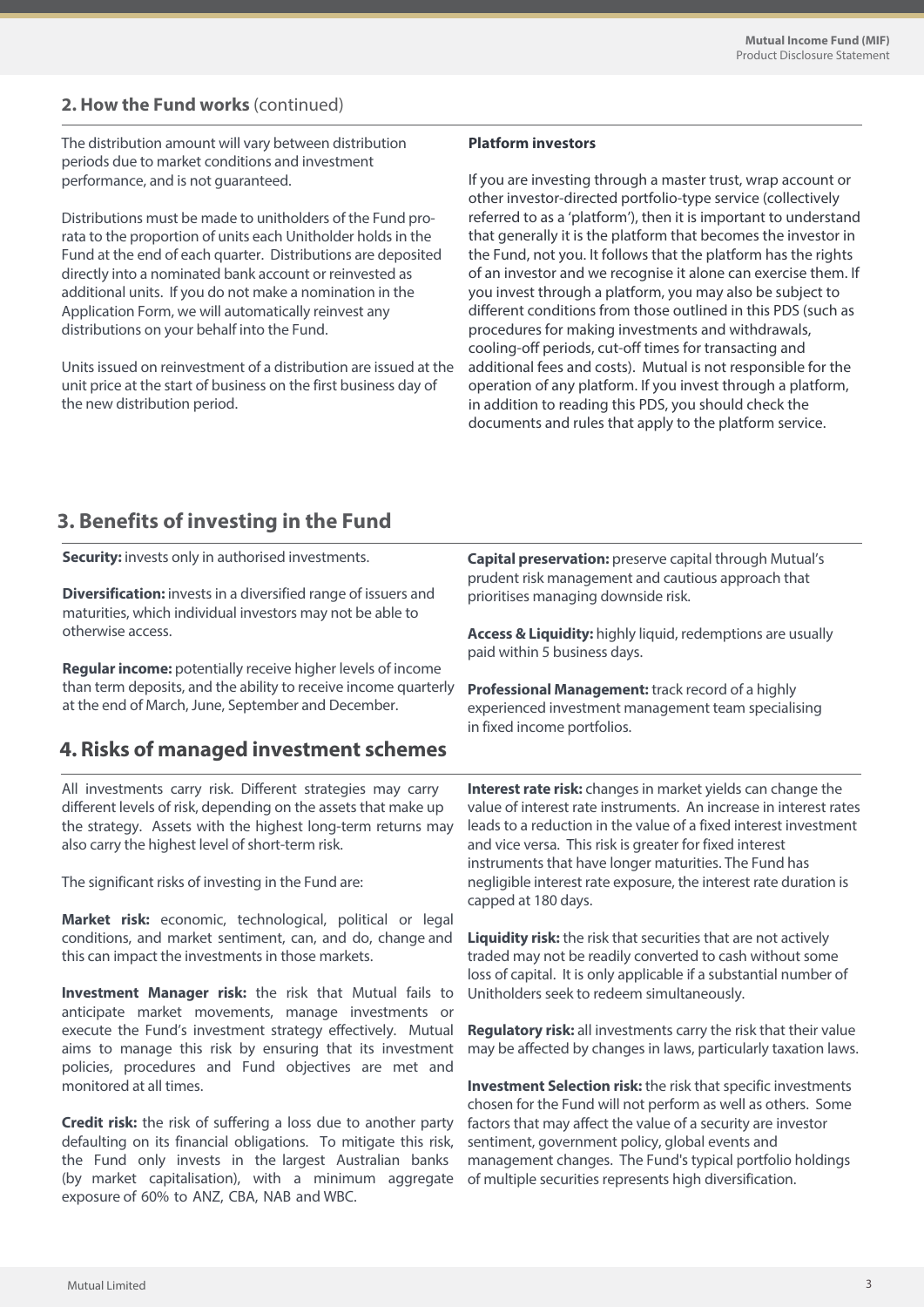## 2. How the Fund works (continued)

The distribution amount will vary between distribution periods due to market conditions and investment performance, and is not guaranteed.

Distributions must be made to unitholders of the Fund pro-rata to the proportion of units each Unitholder holds in the Fund at the end of each quarter. Distributions are deposited directly into a nominated bank account or reinvested as additional units. If you do not make a nomination in the Application Form, we will automatically reinvest any distributions on your behalf into the Fund.

Units issued on reinvestment of a distribution are issued at the unit price at the start of business on the first business day of the new distribution period.

**Platform investors**

If you are investing through a master trust, wrap account or other investor-directed portfolio-type service (collectively referred to as a 'platform'), then it is important to understand that generally it is the platform that becomes the investor in the Fund, not you. It follows that the platform has the rights of an investor and we recognise it alone can exercise them. If you invest through a platform, you may also be subject to different conditions from those outlined in this PDS (such as procedures for making investments and withdrawals, cooling-off periods, cut-off times for transacting and additional fees and costs). Mutual is not responsible for the operation of any platform. If you invest through a platform, in addition to reading this PDS, you should check the documents and rules that apply to the platform service.

## 3. Benefits of investing in the Fund

**Security:** invests only in authorised investments.

**Diversification:** invests in a diversified range of issuers and maturities, which individual investors may not be able to otherwise access.

**Regular income:** potentially receive higher levels of income than term deposits, and the ability to receive income quarterly at the end of March, June, September and December.

**Capital preservation:** preserve capital through Mutual's prudent risk management and cautious approach that prioritises managing downside risk.

**Access & Liquidity:** highly liquid, redemptions are usually paid within 5 business days.

**Professional Management:** track record of a highly experienced investment management team specialising in fixed income portfolios.

## 4. Risks of managed investment schemes

All investments carry risk. Different strategies may carry different levels of risk, depending on the assets that make up the strategy. Assets with the highest long-term returns may also carry the highest level of short-term risk.

The significant risks of investing in the Fund are:

**Market risk:** economic, technological, political or legal conditions, and market sentiment, can, and do, change and this can impact the investments in those markets.

**Investment Manager risk:** the risk that Mutual fails to anticipate market movements, manage investments or execute the Fund's investment strategy effectively. Mutual aims to manage this risk by ensuring that its investment policies, procedures and Fund objectives are met and monitored at all times.

**Credit risk:** the risk of suffering a loss due to another party defaulting on its financial obligations. To mitigate this risk, the Fund only invests in the largest Australian banks (by market capitalisation), with a minimum aggregate exposure of 60% to ANZ, CBA, NAB and WBC.

**Interest rate risk:** changes in market yields can change the value of interest rate instruments. An increase in interest rates leads to a reduction in the value of a fixed interest investment and vice versa. This risk is greater for fixed interest instruments that have longer maturities. The Fund has negligible interest rate exposure, the interest rate duration is capped at 180 days.

**Liquidity risk:** the risk that securities that are not actively traded may not be readily converted to cash without some loss of capital. It is only applicable if a substantial number of Unitholders seek to redeem simultaneously.

**Regulatory risk:** all investments carry the risk that their value may be affected by changes in laws, particularly taxation laws.

**Investment Selection risk:** the risk that specific investments chosen for the Fund will not perform as well as others. Some factors that may affect the value of a security are investor sentiment, government policy, global events and management changes. The Fund's typical portfolio holdings of multiple securities represents high diversification.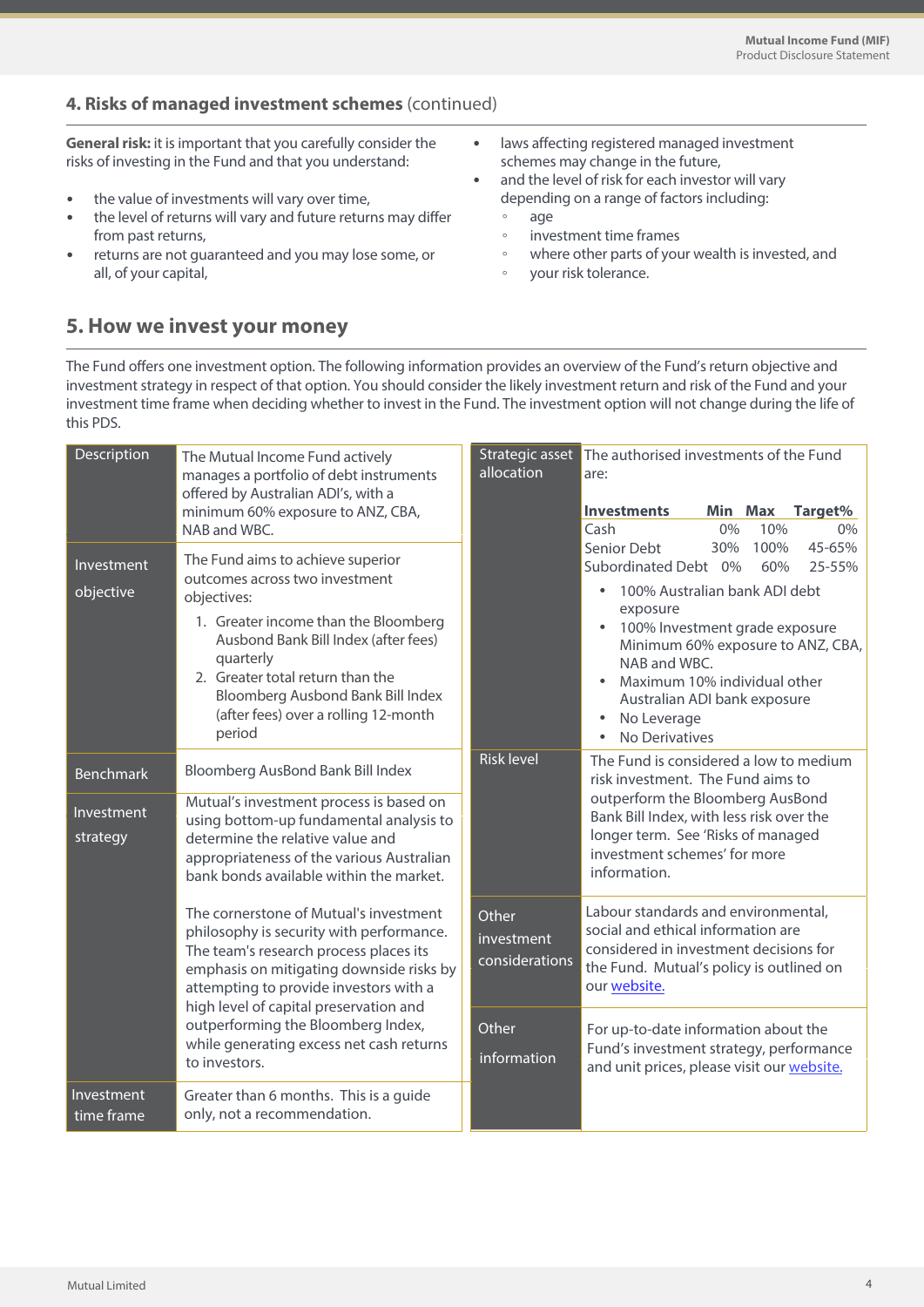## 4. Risks of managed investment schemes (continued)

**General risk:** it is important that you carefully consider the risks of investing in the Fund and that you understand:

- the value of investments will vary over time,
- the level of returns will vary and future returns may differ from past returns,
- returns are not guaranteed and you may lose some, or all, of your capital,
- laws affecting registered managed investment schemes may change in the future,
- and the level of risk for each investor will vary depending on a range of factors including:
  - age
  - investment time frames
  - where other parts of your wealth is invested, and
  - your risk tolerance.

## 5. How we invest your money

The Fund offers one investment option. The following information provides an overview of the Fund's return objective and investment strategy in respect of that option. You should consider the likely investment return and risk of the Fund and your investment time frame when deciding whether to invest in the Fund. The investment option will not change during the life of this PDS.

| | |
|---|---|
| Description | The Mutual Income Fund actively manages a portfolio of debt instruments offered by Australian ADI's, with a minimum 60% exposure to ANZ, CBA, NAB and WBC. |
| Investment objective | The Fund aims to achieve superior outcomes across two investment objectives:<br>1. Greater income than the Bloomberg Ausbond Bank Bill Index (after fees) quarterly<br>2. Greater total return than the Bloomberg Ausbond Bank Bill Index (after fees) over a rolling 12-month period |
| Benchmark | Bloomberg AusBond Bank Bill Index |
| Investment strategy | Mutual's investment process is based on using bottom-up fundamental analysis to determine the relative value and appropriateness of the various Australian bank bonds available within the market.<br><br>The cornerstone of Mutual's investment philosophy is security with performance. The team's research process places its emphasis on mitigating downside risks by attempting to provide investors with a high level of capital preservation and outperforming the Bloomberg Index, while generating excess net cash returns to investors. |
| Investment time frame | Greater than 6 months. This is a guide only, not a recommendation. |
| Strategic asset allocation | The authorised investments of the Fund are:<br><br>**Investments** / **Min** / **Max** / **Target%**<br>Cash: 0% / 10% / 0%<br>Senior Debt: 30% / 100% / 45-65%<br>Subordinated Debt: 0% / 60% / 25-55%<br><br>• 100% Australian bank ADI debt exposure<br>• 100% Investment grade exposure Minimum 60% exposure to ANZ, CBA, NAB and WBC.<br>• Maximum 10% individual other Australian ADI bank exposure<br>• No Leverage<br>• No Derivatives |
| Risk level | The Fund is considered a low to medium risk investment. The Fund aims to outperform the Bloomberg AusBond Bank Bill Index, with less risk over the longer term. See 'Risks of managed investment schemes' for more information. |
| Other investment considerations | Labour standards and environmental, social and ethical information are considered in investment decisions for the Fund. Mutual's policy is outlined on our website. |
| Other information | For up-to-date information about the Fund's investment strategy, performance and unit prices, please visit our website. |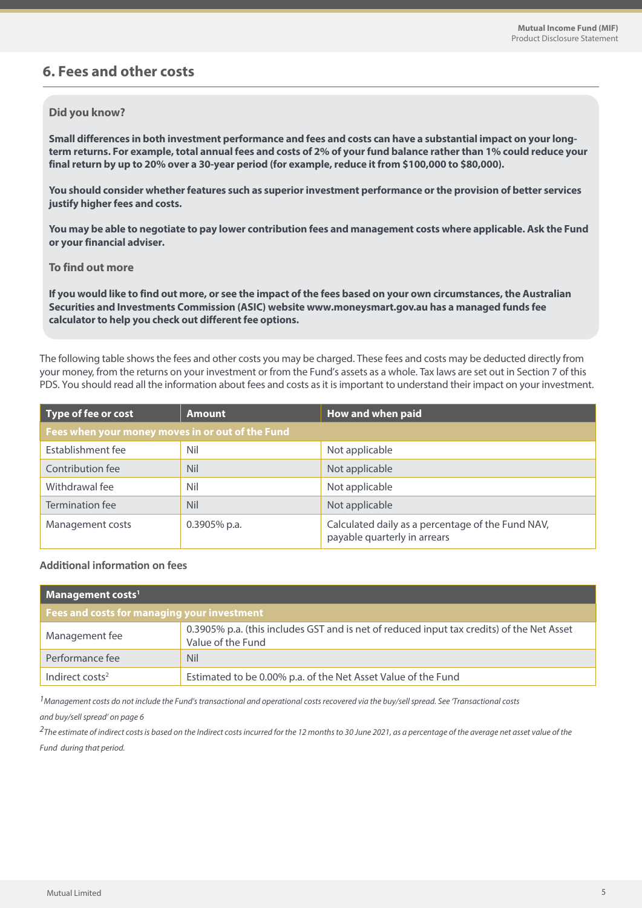## 6. Fees and other costs

**Did you know?**

**Small differences in both investment performance and fees and costs can have a substantial impact on your long-term returns. For example, total annual fees and costs of 2% of your fund balance rather than 1% could reduce your final return by up to 20% over a 30-year period (for example, reduce it from $100,000 to $80,000).**

**You should consider whether features such as superior investment performance or the provision of better services justify higher fees and costs.**

**You may be able to negotiate to pay lower contribution fees and management costs where applicable. Ask the Fund or your financial adviser.**

**To find out more**

**If you would like to find out more, or see the impact of the fees based on your own circumstances, the Australian Securities and Investments Commission (ASIC) website www.moneysmart.gov.au has a managed funds fee calculator to help you check out different fee options.**

The following table shows the fees and other costs you may be charged. These fees and costs may be deducted directly from your money, from the returns on your investment or from the Fund's assets as a whole. Tax laws are set out in Section 7 of this PDS. You should read all the information about fees and costs as it is important to understand their impact on your investment.

| Type of fee or cost | Amount | How and when paid |
|---|---|---|
| **Fees when your money moves in or out of the Fund** | | |
| Establishment fee | Nil | Not applicable |
| Contribution fee | Nil | Not applicable |
| Withdrawal fee | Nil | Not applicable |
| Termination fee | Nil | Not applicable |
| Management costs | 0.3905% p.a. | Calculated daily as a percentage of the Fund NAV, payable quarterly in arrears |

### Additional information on fees

| Management costs[1] | |
|---|---|
| **Fees and costs for managing your investment** | |
| Management fee | 0.3905% p.a. (this includes GST and is net of reduced input tax credits) of the Net Asset Value of the Fund |
| Performance fee | Nil |
| Indirect costs[2] | Estimated to be 0.00% p.a. of the Net Asset Value of the Fund |

*[1] Management costs do not include the Fund's transactional and operational costs recovered via the buy/sell spread. See 'Transactional costs and buy/sell spread' on page 6*

*[2] The estimate of indirect costs is based on the Indirect costs incurred for the 12 months to 30 June 2021, as a percentage of the average net asset value of the Fund during that period.*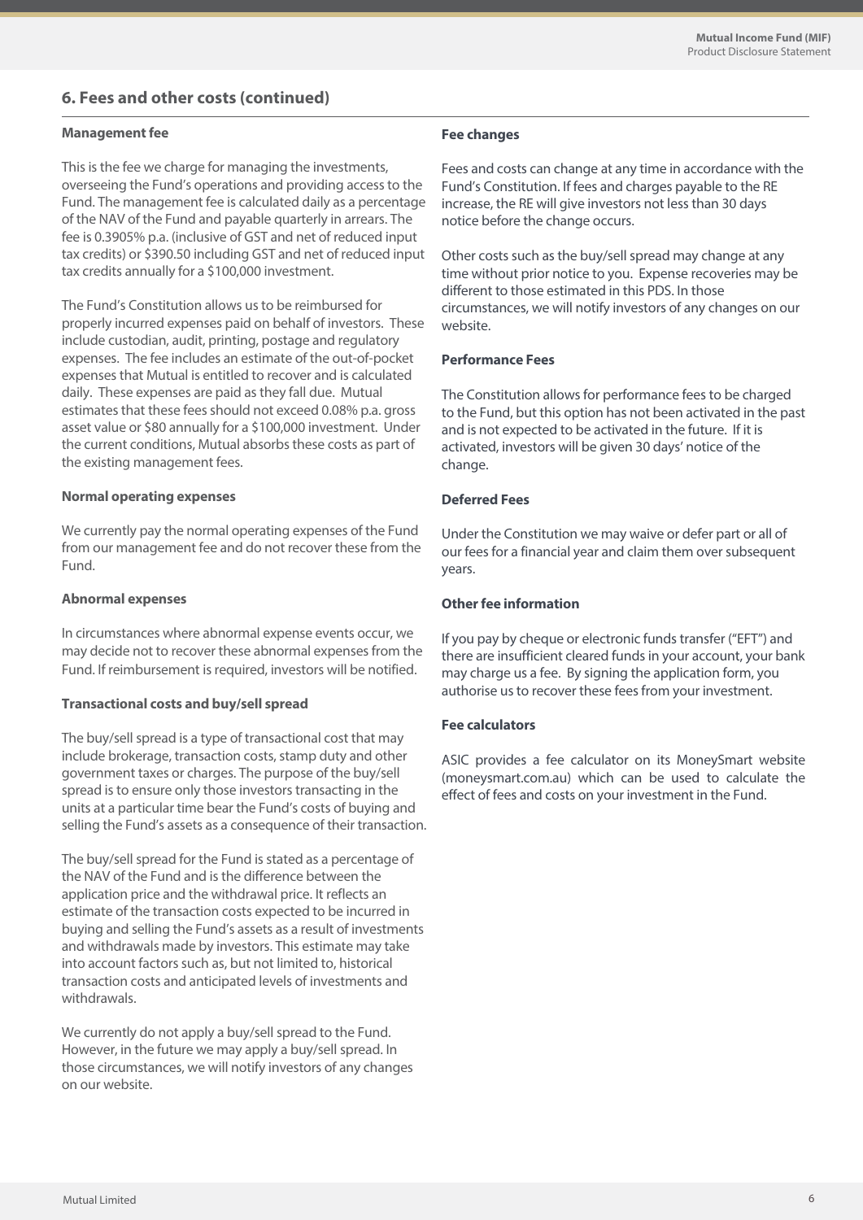## 6. Fees and other costs (continued)

### Management fee

This is the fee we charge for managing the investments, overseeing the Fund's operations and providing access to the Fund. The management fee is calculated daily as a percentage of the NAV of the Fund and payable quarterly in arrears. The fee is 0.3905% p.a. (inclusive of GST and net of reduced input tax credits) or $390.50 including GST and net of reduced input tax credits annually for a $100,000 investment.

The Fund's Constitution allows us to be reimbursed for properly incurred expenses paid on behalf of investors. These include custodian, audit, printing, postage and regulatory expenses. The fee includes an estimate of the out-of-pocket expenses that Mutual is entitled to recover and is calculated daily. These expenses are paid as they fall due. Mutual estimates that these fees should not exceed 0.08% p.a. gross asset value or $80 annually for a $100,000 investment. Under the current conditions, Mutual absorbs these costs as part of the existing management fees.

### Normal operating expenses

We currently pay the normal operating expenses of the Fund from our management fee and do not recover these from the Fund.

### Abnormal expenses

In circumstances where abnormal expense events occur, we may decide not to recover these abnormal expenses from the Fund. If reimbursement is required, investors will be notified.

### Transactional costs and buy/sell spread

The buy/sell spread is a type of transactional cost that may include brokerage, transaction costs, stamp duty and other government taxes or charges. The purpose of the buy/sell spread is to ensure only those investors transacting in the units at a particular time bear the Fund's costs of buying and selling the Fund's assets as a consequence of their transaction.

The buy/sell spread for the Fund is stated as a percentage of the NAV of the Fund and is the difference between the application price and the withdrawal price. It reflects an estimate of the transaction costs expected to be incurred in buying and selling the Fund's assets as a result of investments and withdrawals made by investors. This estimate may take into account factors such as, but not limited to, historical transaction costs and anticipated levels of investments and withdrawals.

We currently do not apply a buy/sell spread to the Fund. However, in the future we may apply a buy/sell spread. In those circumstances, we will notify investors of any changes on our website.

### Fee changes

Fees and costs can change at any time in accordance with the Fund's Constitution. If fees and charges payable to the RE increase, the RE will give investors not less than 30 days notice before the change occurs.

Other costs such as the buy/sell spread may change at any time without prior notice to you. Expense recoveries may be different to those estimated in this PDS. In those circumstances, we will notify investors of any changes on our website.

### Performance Fees

The Constitution allows for performance fees to be charged to the Fund, but this option has not been activated in the past and is not expected to be activated in the future. If it is activated, investors will be given 30 days' notice of the change.

### Deferred Fees

Under the Constitution we may waive or defer part or all of our fees for a financial year and claim them over subsequent years.

### Other fee information

If you pay by cheque or electronic funds transfer ("EFT") and there are insufficient cleared funds in your account, your bank may charge us a fee. By signing the application form, you authorise us to recover these fees from your investment.

### Fee calculators

ASIC provides a fee calculator on its MoneySmart website (moneysmart.com.au) which can be used to calculate the effect of fees and costs on your investment in the Fund.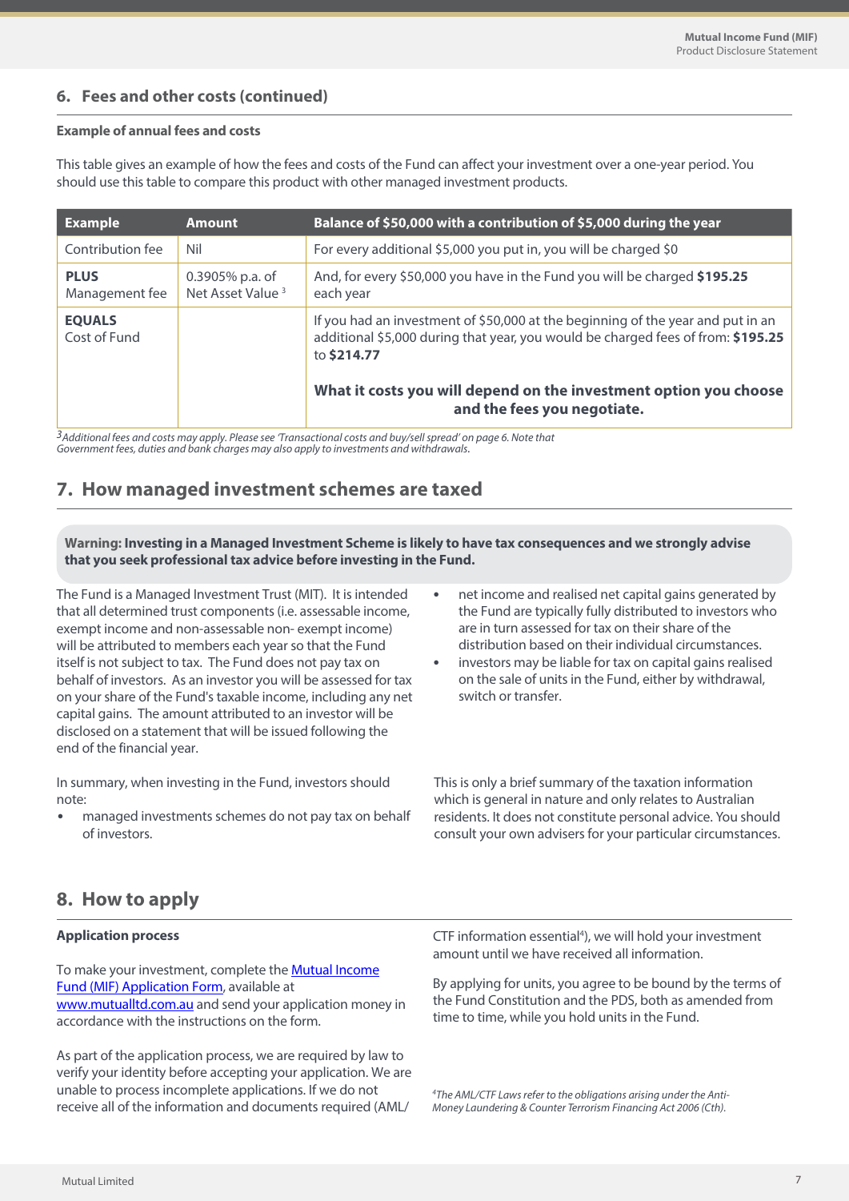## 6. Fees and other costs (continued)

### Example of annual fees and costs

This table gives an example of how the fees and costs of the Fund can affect your investment over a one-year period. You should use this table to compare this product with other managed investment products.

| Example | Amount | Balance of $50,000 with a contribution of $5,000 during the year |
|---|---|---|
| Contribution fee | Nil | For every additional $5,000 you put in, you will be charged $0 |
| **PLUS** Management fee | 0.3905% p.a. of Net Asset Value [3] | And, for every $50,000 you have in the Fund you will be charged **$195.25** each year |
| **EQUALS** Cost of Fund | | If you had an investment of $50,000 at the beginning of the year and put in an additional $5,000 during that year, you would be charged fees of from: **$195.25** to **$214.77** **What it costs you will depend on the investment option you choose and the fees you negotiate.** |

*[3] Additional fees and costs may apply. Please see 'Transactional costs and buy/sell spread' on page 6. Note that Government fees, duties and bank charges may also apply to investments and withdrawals.*

## 7. How managed investment schemes are taxed

**Warning: Investing in a Managed Investment Scheme is likely to have tax consequences and we strongly advise that you seek professional tax advice before investing in the Fund.**

The Fund is a Managed Investment Trust (MIT). It is intended that all determined trust components (i.e. assessable income, exempt income and non-assessable non- exempt income) will be attributed to members each year so that the Fund itself is not subject to tax. The Fund does not pay tax on behalf of investors. As an investor you will be assessed for tax on your share of the Fund's taxable income, including any net capital gains. The amount attributed to an investor will be disclosed on a statement that will be issued following the end of the financial year.

In summary, when investing in the Fund, investors should note:

- managed investments schemes do not pay tax on behalf of investors.
- net income and realised net capital gains generated by the Fund are typically fully distributed to investors who are in turn assessed for tax on their share of the distribution based on their individual circumstances.
- investors may be liable for tax on capital gains realised on the sale of units in the Fund, either by withdrawal, switch or transfer.

This is only a brief summary of the taxation information which is general in nature and only relates to Australian residents. It does not constitute personal advice. You should consult your own advisers for your particular circumstances.

## 8. How to apply

### Application process

To make your investment, complete the Mutual Income Fund (MIF) Application Form, available at www.mutualltd.com.au and send your application money in accordance with the instructions on the form.

As part of the application process, we are required by law to verify your identity before accepting your application. We are unable to process incomplete applications. If we do not receive all of the information and documents required (AML/CTF information essential[4]), we will hold your investment amount until we have received all information.

By applying for units, you agree to be bound by the terms of the Fund Constitution and the PDS, both as amended from time to time, while you hold units in the Fund.

*[4] The AML/CTF Laws refer to the obligations arising under the Anti-Money Laundering & Counter Terrorism Financing Act 2006 (Cth).*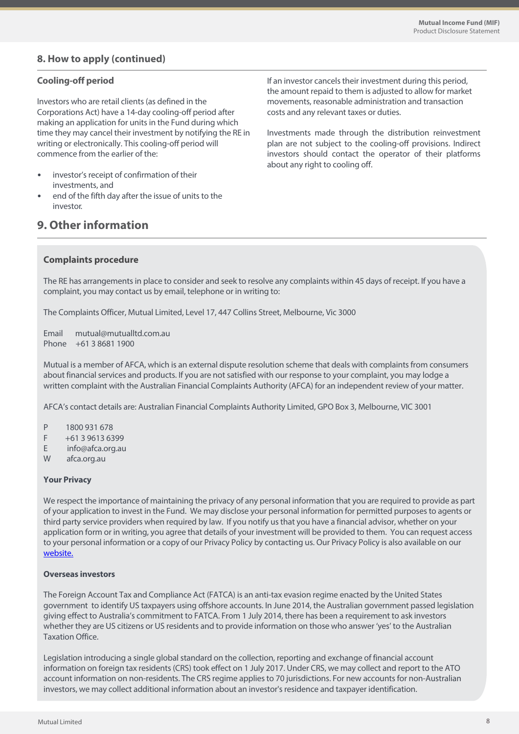## 8. How to apply (continued)

### Cooling-off period

Investors who are retail clients (as defined in the Corporations Act) have a 14-day cooling-off period after making an application for units in the Fund during which time they may cancel their investment by notifying the RE in writing or electronically. This cooling-off period will commence from the earlier of the:

- investor's receipt of confirmation of their investments, and
- end of the fifth day after the issue of units to the investor.

If an investor cancels their investment during this period, the amount repaid to them is adjusted to allow for market movements, reasonable administration and transaction costs and any relevant taxes or duties.

Investments made through the distribution reinvestment plan are not subject to the cooling-off provisions. Indirect investors should contact the operator of their platforms about any right to cooling off.

## 9. Other information

### Complaints procedure

The RE has arrangements in place to consider and seek to resolve any complaints within 45 days of receipt. If you have a complaint, you may contact us by email, telephone or in writing to:

The Complaints Officer, Mutual Limited, Level 17, 447 Collins Street, Melbourne, Vic 3000

Email mutual@mutualltd.com.au
Phone +61 3 8681 1900

Mutual is a member of AFCA, which is an external dispute resolution scheme that deals with complaints from consumers about financial services and products. If you are not satisfied with our response to your complaint, you may lodge a written complaint with the Australian Financial Complaints Authority (AFCA) for an independent review of your matter.

AFCA's contact details are: Australian Financial Complaints Authority Limited, GPO Box 3, Melbourne, VIC 3001

P 1800 931 678
F +61 3 9613 6399
E info@afca.org.au
W afca.org.au

**Your Privacy**

We respect the importance of maintaining the privacy of any personal information that you are required to provide as part of your application to invest in the Fund. We may disclose your personal information for permitted purposes to agents or third party service providers when required by law. If you notify us that you have a financial advisor, whether on your application form or in writing, you agree that details of your investment will be provided to them. You can request access to your personal information or a copy of our Privacy Policy by contacting us. Our Privacy Policy is also available on our website.

**Overseas investors**

The Foreign Account Tax and Compliance Act (FATCA) is an anti-tax evasion regime enacted by the United States government to identify US taxpayers using offshore accounts. In June 2014, the Australian government passed legislation giving effect to Australia's commitment to FATCA. From 1 July 2014, there has been a requirement to ask investors whether they are US citizens or US residents and to provide information on those who answer 'yes' to the Australian Taxation Office.

Legislation introducing a single global standard on the collection, reporting and exchange of financial account information on foreign tax residents (CRS) took effect on 1 July 2017. Under CRS, we may collect and report to the ATO account information on non-residents. The CRS regime applies to 70 jurisdictions. For new accounts for non-Australian investors, we may collect additional information about an investor's residence and taxpayer identification.